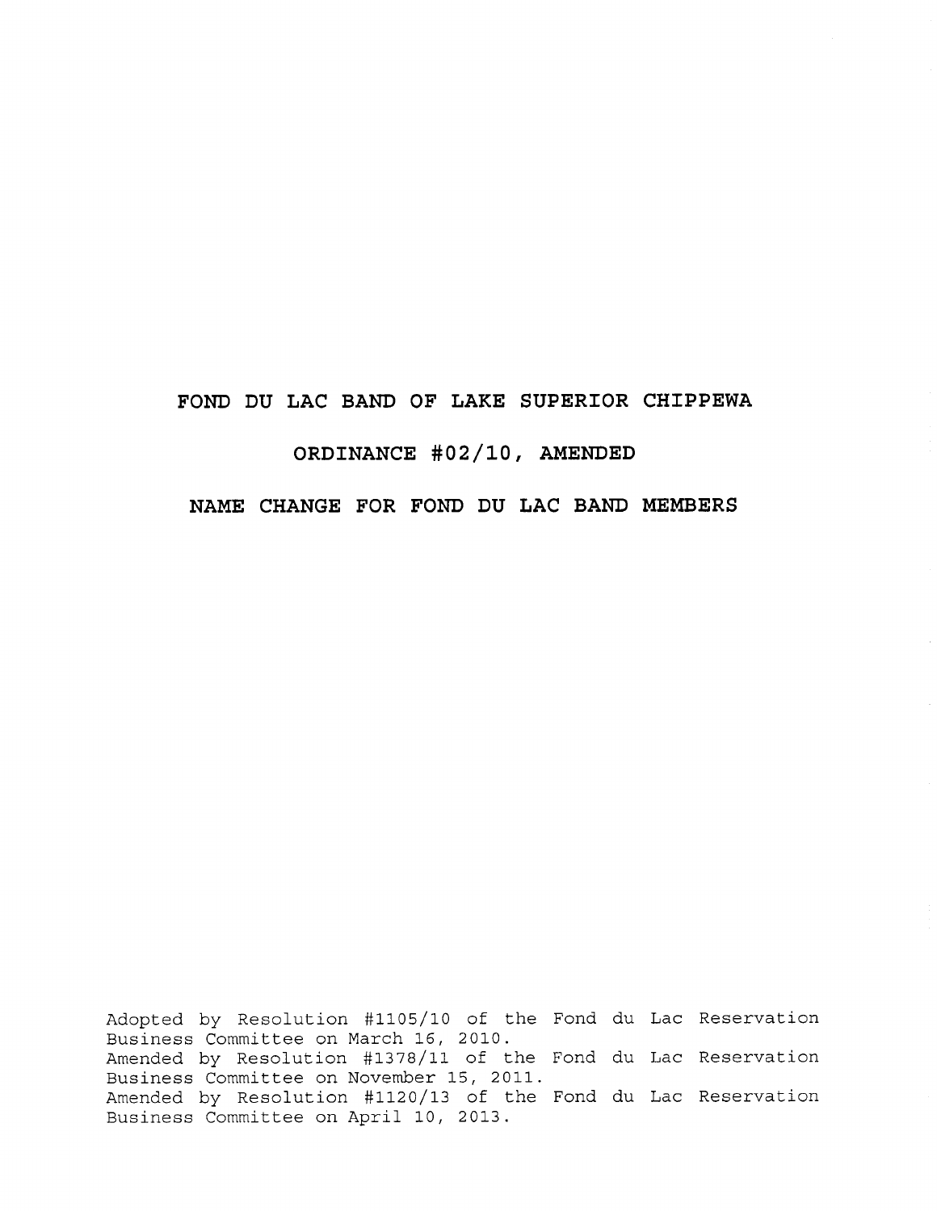# FOND DU LAC BAND OF LAKE SUPERIOR CHIPPEWA

## ORDINANCE #02/10, AMENDED

## NAME CHANGE FOR FOND DU LAC BAND MEMBERS

Adopted by Resolution #1105/10 of the Fond du Lac Reservation Business Committee on March 16, 2010.
Amended by Resolution #1378/11 of the Fond du Lac Reservation Business Committee on November 15, 2011.
Amended by Resolution #1120/13 of the Fond du Lac Reservation Business Committee on April 10, 2013.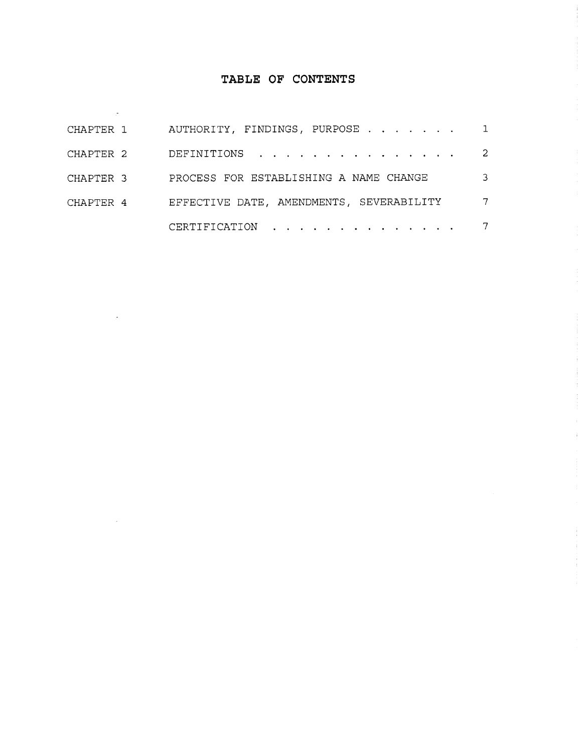# TABLE OF CONTENTS

| | | |
|---|---|---|
| CHAPTER 1 | AUTHORITY, FINDINGS, PURPOSE | 1 |
| CHAPTER 2 | DEFINITIONS | 2 |
| CHAPTER 3 | PROCESS FOR ESTABLISHING A NAME CHANGE | 3 |
| CHAPTER 4 | EFFECTIVE DATE, AMENDMENTS, SEVERABILITY | 7 |
| | CERTIFICATION | 7 |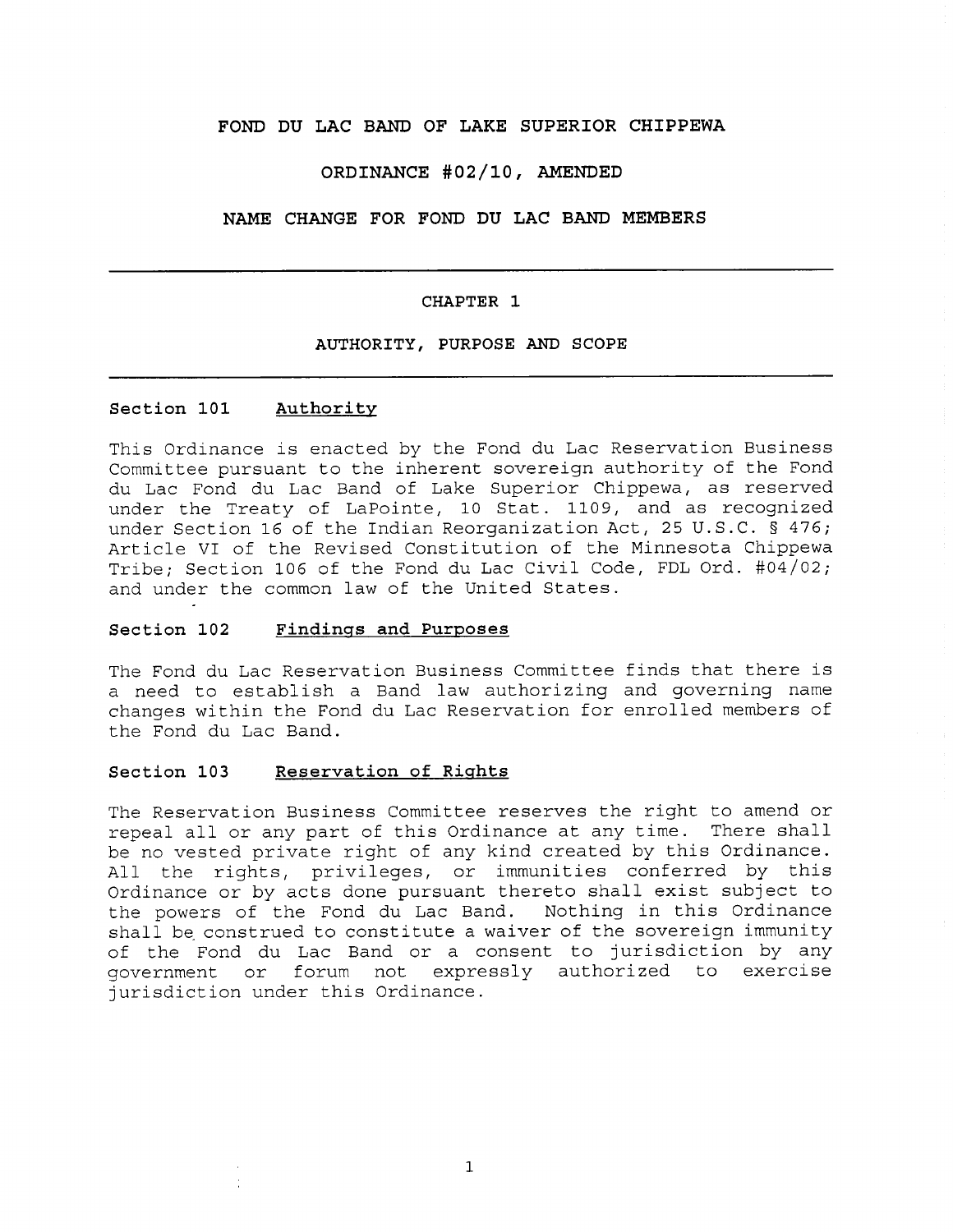# FOND DU LAC BAND OF LAKE SUPERIOR CHIPPEWA

## ORDINANCE #02/10, AMENDED

## NAME CHANGE FOR FOND DU LAC BAND MEMBERS

---

### CHAPTER 1

### AUTHORITY, PURPOSE AND SCOPE

---

**Section 101** <u>Authority</u>

This Ordinance is enacted by the Fond du Lac Reservation Business Committee pursuant to the inherent sovereign authority of the Fond du Lac Fond du Lac Band of Lake Superior Chippewa, as reserved under the Treaty of LaPointe, 10 Stat. 1109, and as recognized under Section 16 of the Indian Reorganization Act, 25 U.S.C. § 476; Article VI of the Revised Constitution of the Minnesota Chippewa Tribe; Section 106 of the Fond du Lac Civil Code, FDL Ord. #04/02; and under the common law of the United States.

**Section 102** <u>Findings and Purposes</u>

The Fond du Lac Reservation Business Committee finds that there is a need to establish a Band law authorizing and governing name changes within the Fond du Lac Reservation for enrolled members of the Fond du Lac Band.

**Section 103** <u>Reservation of Rights</u>

The Reservation Business Committee reserves the right to amend or repeal all or any part of this Ordinance at any time. There shall be no vested private right of any kind created by this Ordinance. All the rights, privileges, or immunities conferred by this Ordinance or by acts done pursuant thereto shall exist subject to the powers of the Fond du Lac Band. Nothing in this Ordinance shall be construed to constitute a waiver of the sovereign immunity of the Fond du Lac Band or a consent to jurisdiction by any government or forum not expressly authorized to exercise jurisdiction under this Ordinance.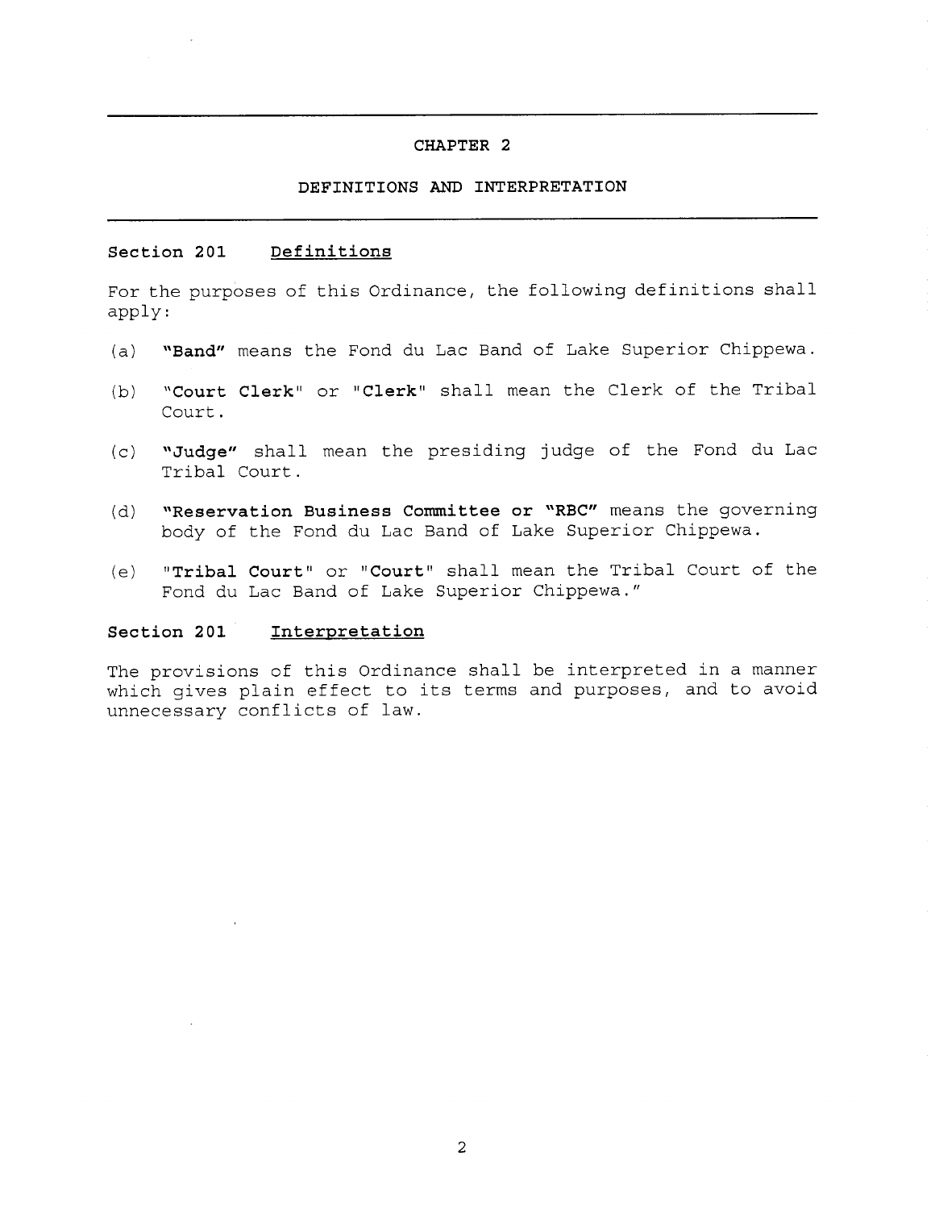# CHAPTER 2

## DEFINITIONS AND INTERPRETATION

### Section 201 Definitions

For the purposes of this Ordinance, the following definitions shall apply:

(a) **"Band"** means the Fond du Lac Band of Lake Superior Chippewa.

(b) "**Court Clerk**" or "**Clerk**" shall mean the Clerk of the Tribal Court.

(c) **"Judge"** shall mean the presiding judge of the Fond du Lac Tribal Court.

(d) **"Reservation Business Committee or "RBC"** means the governing body of the Fond du Lac Band of Lake Superior Chippewa.

(e) "**Tribal Court**" or "**Court**" shall mean the Tribal Court of the Fond du Lac Band of Lake Superior Chippewa."

### Section 201 Interpretation

The provisions of this Ordinance shall be interpreted in a manner which gives plain effect to its terms and purposes, and to avoid unnecessary conflicts of law.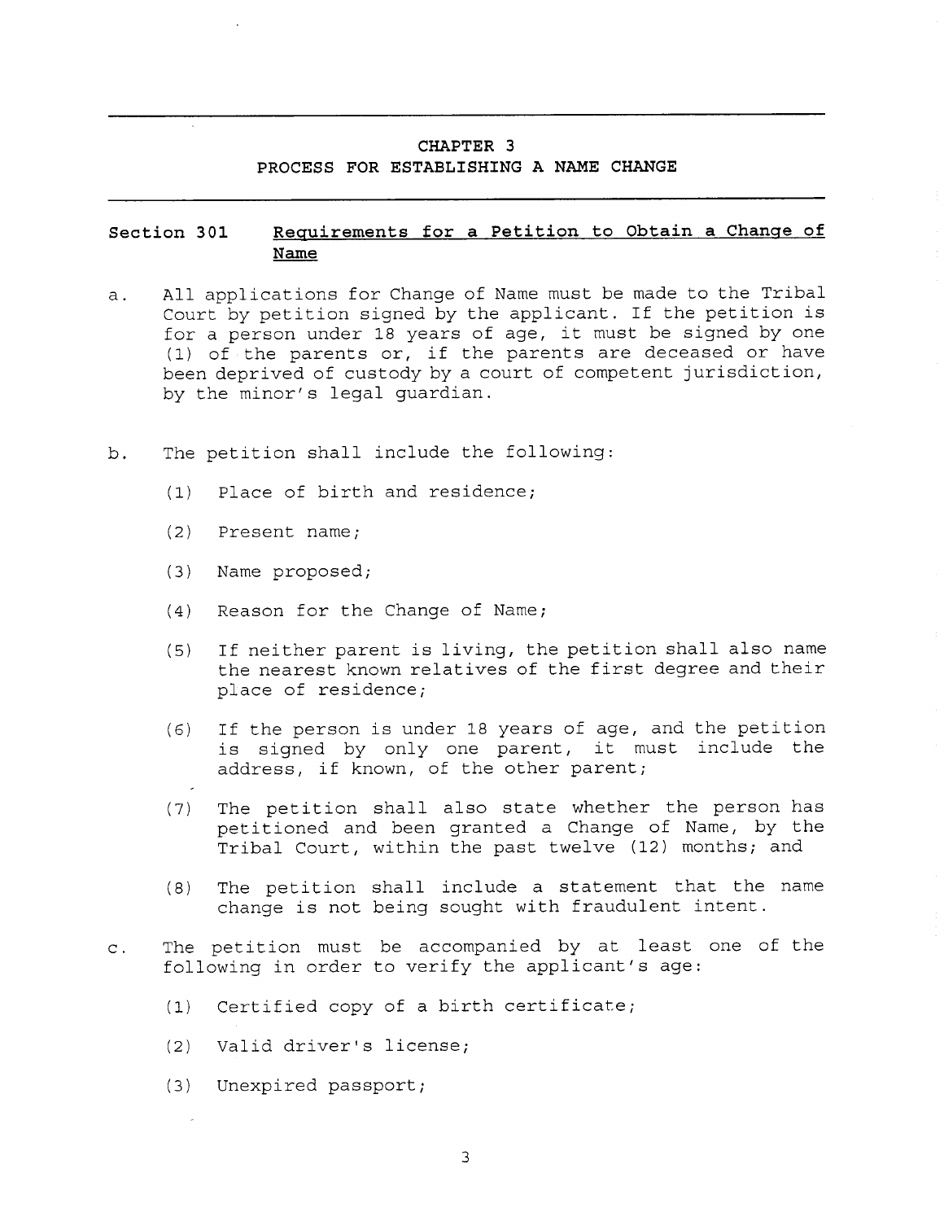# CHAPTER 3
## PROCESS FOR ESTABLISHING A NAME CHANGE

### Section 301 Requirements for a Petition to Obtain a Change of Name

a. All applications for Change of Name must be made to the Tribal Court by petition signed by the applicant. If the petition is for a person under 18 years of age, it must be signed by one (1) of the parents or, if the parents are deceased or have been deprived of custody by a court of competent jurisdiction, by the minor's legal guardian.

b. The petition shall include the following:

   (1) Place of birth and residence;

   (2) Present name;

   (3) Name proposed;

   (4) Reason for the Change of Name;

   (5) If neither parent is living, the petition shall also name the nearest known relatives of the first degree and their place of residence;

   (6) If the person is under 18 years of age, and the petition is signed by only one parent, it must include the address, if known, of the other parent;

   (7) The petition shall also state whether the person has petitioned and been granted a Change of Name, by the Tribal Court, within the past twelve (12) months; and

   (8) The petition shall include a statement that the name change is not being sought with fraudulent intent.

c. The petition must be accompanied by at least one of the following in order to verify the applicant's age:

   (1) Certified copy of a birth certificate;

   (2) Valid driver's license;

   (3) Unexpired passport;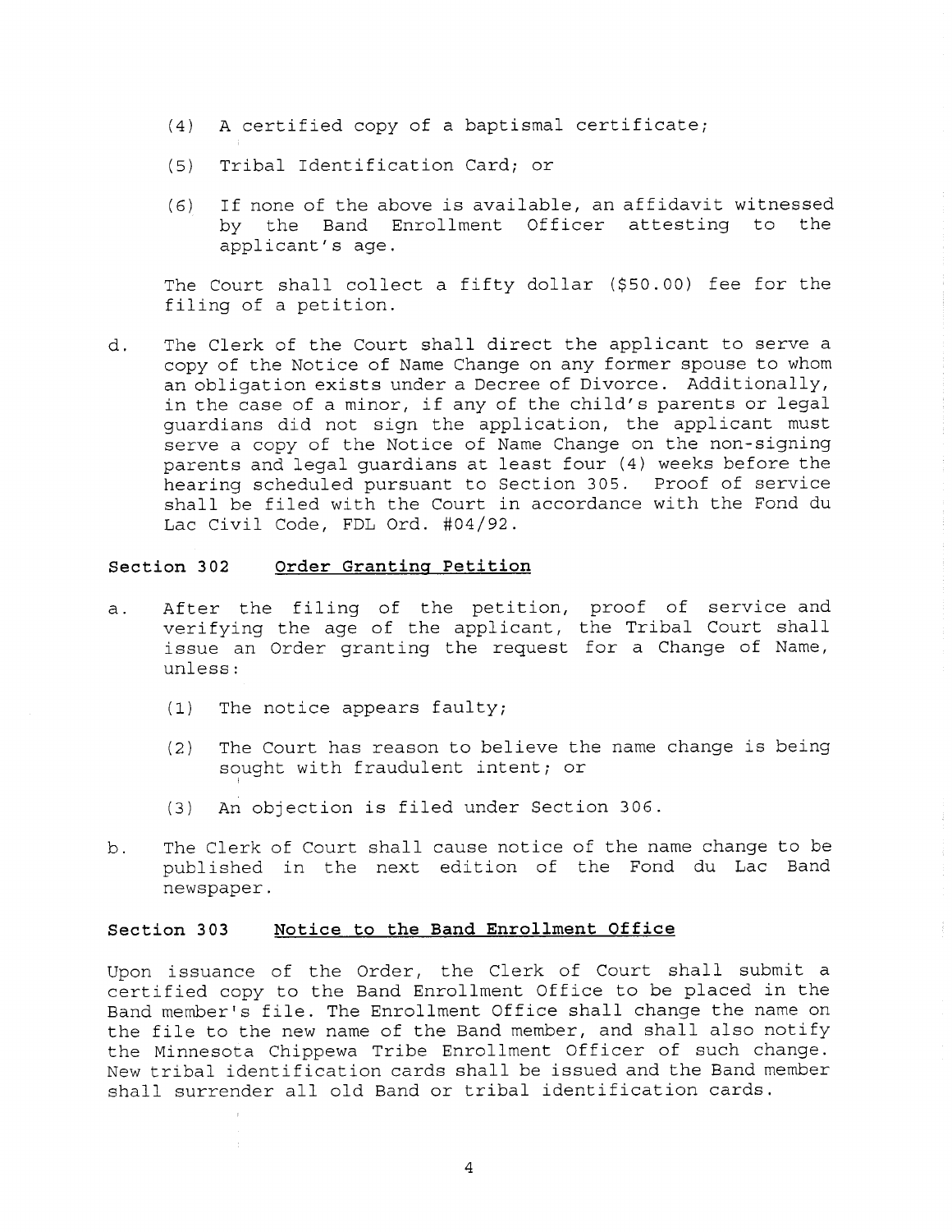(4) A certified copy of a baptismal certificate;

(5) Tribal Identification Card; or

(6) If none of the above is available, an affidavit witnessed by the Band Enrollment Officer attesting to the applicant's age.

The Court shall collect a fifty dollar ($50.00) fee for the filing of a petition.

d. The Clerk of the Court shall direct the applicant to serve a copy of the Notice of Name Change on any former spouse to whom an obligation exists under a Decree of Divorce. Additionally, in the case of a minor, if any of the child's parents or legal guardians did not sign the application, the applicant must serve a copy of the Notice of Name Change on the non-signing parents and legal guardians at least four (4) weeks before the hearing scheduled pursuant to Section 305. Proof of service shall be filed with the Court in accordance with the Fond du Lac Civil Code, FDL Ord. #04/92.

## Section 302 Order Granting Petition

a. After the filing of the petition, proof of service and verifying the age of the applicant, the Tribal Court shall issue an Order granting the request for a Change of Name, unless:

   (1) The notice appears faulty;

   (2) The Court has reason to believe the name change is being sought with fraudulent intent; or

   (3) An objection is filed under Section 306.

b. The Clerk of Court shall cause notice of the name change to be published in the next edition of the Fond du Lac Band newspaper.

## Section 303 Notice to the Band Enrollment Office

Upon issuance of the Order, the Clerk of Court shall submit a certified copy to the Band Enrollment Office to be placed in the Band member's file. The Enrollment Office shall change the name on the file to the new name of the Band member, and shall also notify the Minnesota Chippewa Tribe Enrollment Officer of such change. New tribal identification cards shall be issued and the Band member shall surrender all old Band or tribal identification cards.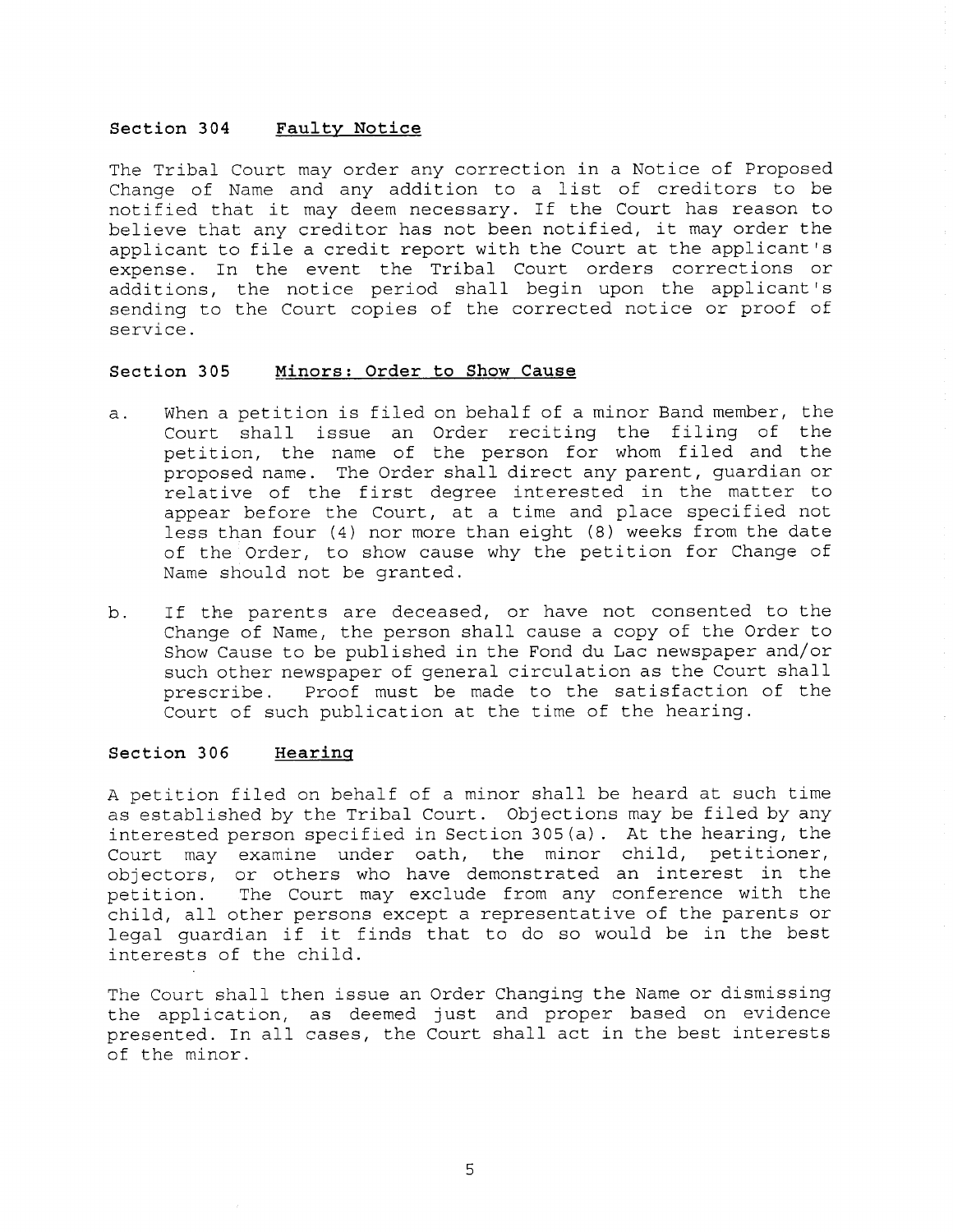### Section 304 Faulty Notice

The Tribal Court may order any correction in a Notice of Proposed Change of Name and any addition to a list of creditors to be notified that it may deem necessary. If the Court has reason to believe that any creditor has not been notified, it may order the applicant to file a credit report with the Court at the applicant's expense. In the event the Tribal Court orders corrections or additions, the notice period shall begin upon the applicant's sending to the Court copies of the corrected notice or proof of service.

### Section 305 Minors: Order to Show Cause

a. When a petition is filed on behalf of a minor Band member, the Court shall issue an Order reciting the filing of the petition, the name of the person for whom filed and the proposed name. The Order shall direct any parent, guardian or relative of the first degree interested in the matter to appear before the Court, at a time and place specified not less than four (4) nor more than eight (8) weeks from the date of the Order, to show cause why the petition for Change of Name should not be granted.

b. If the parents are deceased, or have not consented to the Change of Name, the person shall cause a copy of the Order to Show Cause to be published in the Fond du Lac newspaper and/or such other newspaper of general circulation as the Court shall prescribe. Proof must be made to the satisfaction of the Court of such publication at the time of the hearing.

### Section 306 Hearing

A petition filed on behalf of a minor shall be heard at such time as established by the Tribal Court. Objections may be filed by any interested person specified in Section 305(a). At the hearing, the Court may examine under oath, the minor child, petitioner, objectors, or others who have demonstrated an interest in the petition. The Court may exclude from any conference with the child, all other persons except a representative of the parents or legal guardian if it finds that to do so would be in the best interests of the child.

The Court shall then issue an Order Changing the Name or dismissing the application, as deemed just and proper based on evidence presented. In all cases, the Court shall act in the best interests of the minor.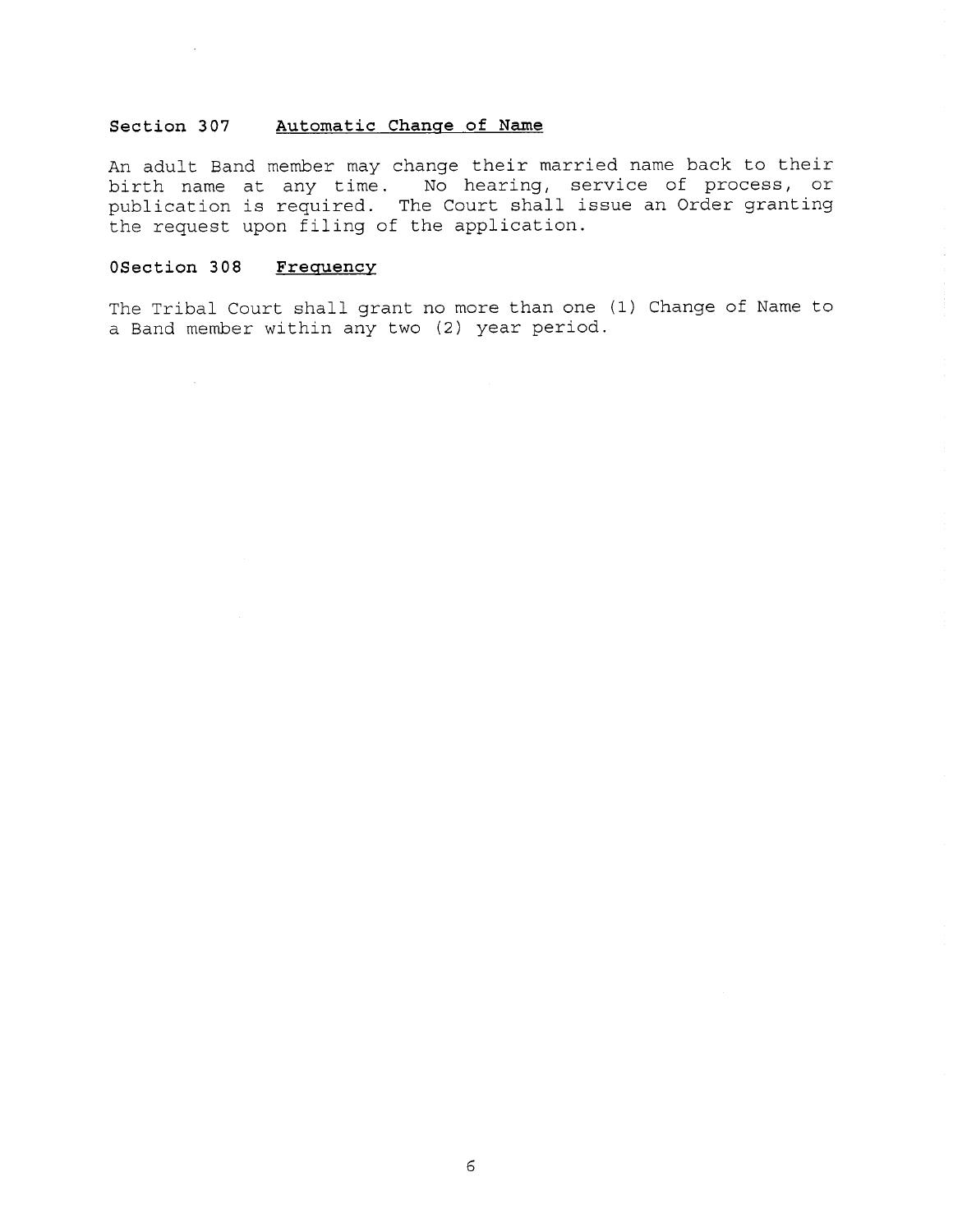### Section 307 Automatic Change of Name

An adult Band member may change their married name back to their birth name at any time. No hearing, service of process, or publication is required. The Court shall issue an Order granting the request upon filing of the application.

### 0Section 308 Frequency

The Tribal Court shall grant no more than one (1) Change of Name to a Band member within any two (2) year period.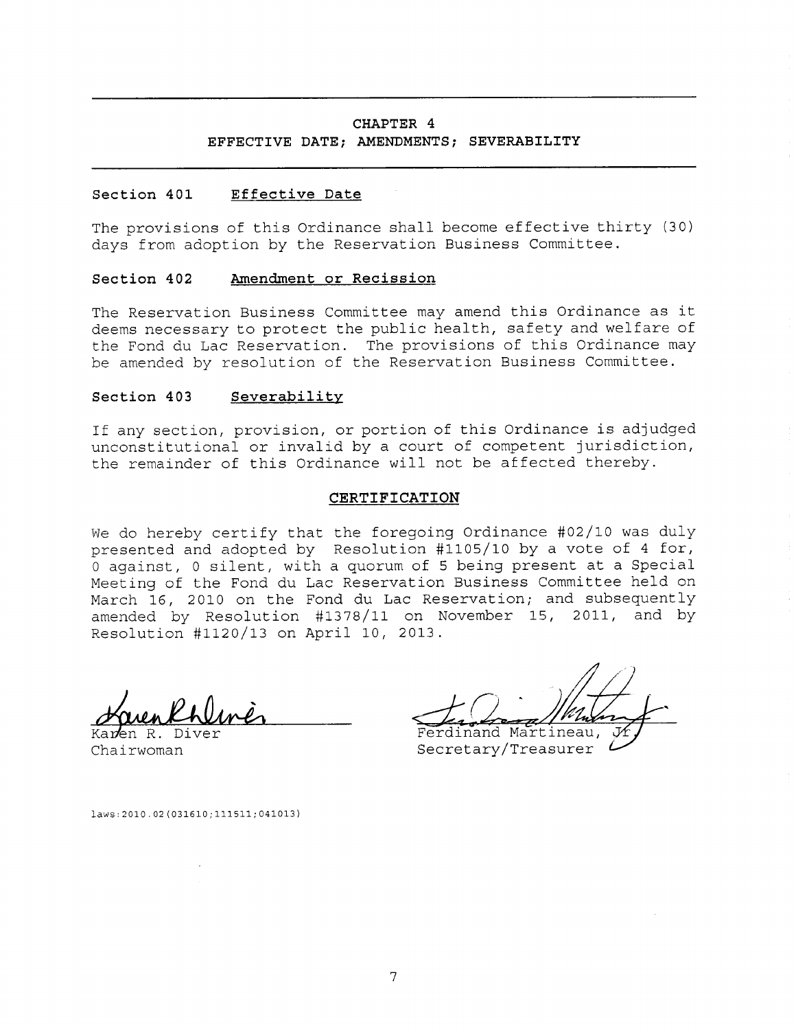## CHAPTER 4
## EFFECTIVE DATE; AMENDMENTS; SEVERABILITY

### Section 401 Effective Date

The provisions of this Ordinance shall become effective thirty (30) days from adoption by the Reservation Business Committee.

### Section 402 Amendment or Recission

The Reservation Business Committee may amend this Ordinance as it deems necessary to protect the public health, safety and welfare of the Fond du Lac Reservation. The provisions of this Ordinance may be amended by resolution of the Reservation Business Committee.

### Section 403 Severability

If any section, provision, or portion of this Ordinance is adjudged unconstitutional or invalid by a court of competent jurisdiction, the remainder of this Ordinance will not be affected thereby.

## CERTIFICATION

We do hereby certify that the foregoing Ordinance #02/10 was duly presented and adopted by Resolution #1105/10 by a vote of 4 for, 0 against, 0 silent, with a quorum of 5 being present at a Special Meeting of the Fond du Lac Reservation Business Committee held on March 16, 2010 on the Fond du Lac Reservation; and subsequently amended by Resolution #1378/11 on November 15, 2011, and by Resolution #1120/13 on April 10, 2013.

Karen R. Diver
Chairwoman

Ferdinand Martineau, Jr.
Secretary/Treasurer

laws:2010.02(031610;111511;041013)